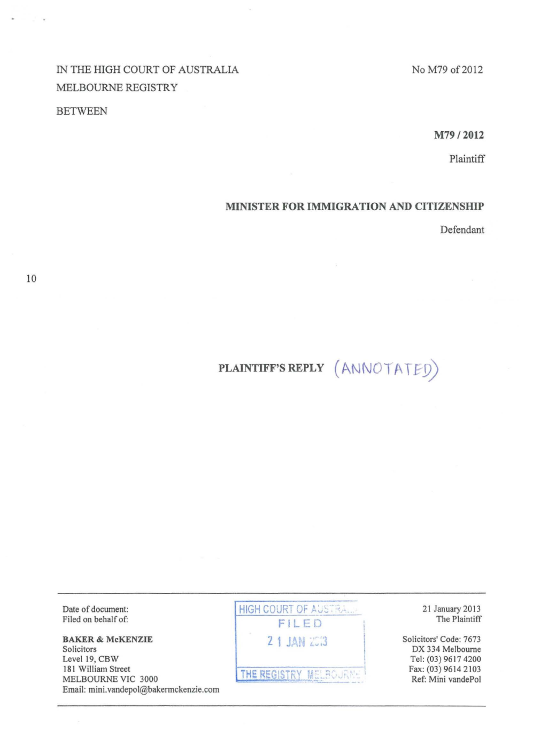IN THE HIGH COURT OF AUSTRALIA
MELBOURNE REGISTRY

No M79 of 2012

BETWEEN

**M79 / 2012**

Plaintiff

**MINISTER FOR IMMIGRATION AND CITIZENSHIP**

Defendant

**PLAINTIFF'S REPLY** (ANNOTATED)

---

| | | |
|---|---|---|
| Date of document:<br>Filed on behalf of: | HIGH COURT OF AUSTRALIA<br>FILED<br>21 JAN 2013<br>THE REGISTRY MELBOURNE | 21 January 2013<br>The Plaintiff |
| **BAKER & McKENZIE**<br>Solicitors<br>Level 19, CBW<br>181 William Street<br>MELBOURNE VIC 3000<br>Email: mini.vandepol@bakermckenzie.com | | Solicitors' Code: 7673<br>DX 334 Melbourne<br>Tel: (03) 9617 4200<br>Fax: (03) 9614 2103<br>Ref: Mini vandePol |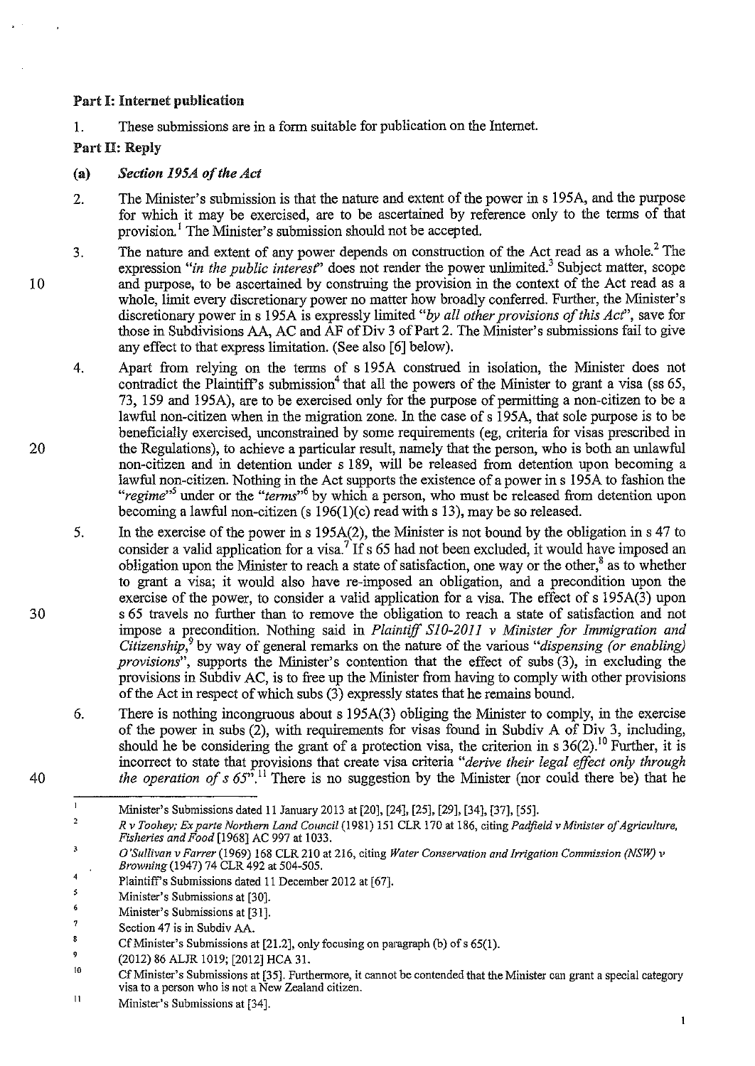**Part I: Internet publication**

1. These submissions are in a form suitable for publication on the Internet.

**Part II: Reply**

**(a)** ***Section 195A of the Act***

2. The Minister's submission is that the nature and extent of the power in s 195A, and the purpose for which it may be exercised, are to be ascertained by reference only to the terms of that provision.[1] The Minister's submission should not be accepted.

3. The nature and extent of any power depends on construction of the Act read as a whole.[2] The expression *"in the public interest"* does not render the power unlimited.[3] Subject matter, scope and purpose, to be ascertained by construing the provision in the context of the Act read as a whole, limit every discretionary power no matter how broadly conferred. Further, the Minister's discretionary power in s 195A is expressly limited *"by all other provisions of this Act"*, save for those in Subdivisions AA, AC and AF of Div 3 of Part 2. The Minister's submissions fail to give any effect to that express limitation. (See also [6] below).

4. Apart from relying on the terms of s 195A construed in isolation, the Minister does not contradict the Plaintiff's submission[4] that all the powers of the Minister to grant a visa (ss 65, 73, 159 and 195A), are to be exercised only for the purpose of permitting a non-citizen to be a lawful non-citizen when in the migration zone. In the case of s 195A, that sole purpose is to be beneficially exercised, unconstrained by some requirements (eg, criteria for visas prescribed in the Regulations), to achieve a particular result, namely that the person, who is both an unlawful non-citizen and in detention under s 189, will be released from detention upon becoming a lawful non-citizen. Nothing in the Act supports the existence of a power in s 195A to fashion the *"regime"*[5] under or the *"terms"*[6] by which a person, who must be released from detention upon becoming a lawful non-citizen (s 196(1)(c) read with s 13), may be so released.

5. In the exercise of the power in s 195A(2), the Minister is not bound by the obligation in s 47 to consider a valid application for a visa.[7] If s 65 had not been excluded, it would have imposed an obligation upon the Minister to reach a state of satisfaction, one way or the other,[8] as to whether to grant a visa; it would also have re-imposed an obligation, and a precondition upon the exercise of the power, to consider a valid application for a visa. The effect of s 195A(3) upon s 65 travels no further than to remove the obligation to reach a state of satisfaction and not impose a precondition. Nothing said in *Plaintiff S10-2011 v Minister for Immigration and Citizenship*,[9] by way of general remarks on the nature of the various *"dispensing (or enabling) provisions"*, supports the Minister's contention that the effect of subs (3), in excluding the provisions in Subdiv AC, is to free up the Minister from having to comply with other provisions of the Act in respect of which subs (3) expressly states that he remains bound.

6. There is nothing incongruous about s 195A(3) obliging the Minister to comply, in the exercise of the power in subs (2), with requirements for visas found in Subdiv A of Div 3, including, should he be considering the grant of a protection visa, the criterion in s 36(2).[10] Further, it is incorrect to state that provisions that create visa criteria *"derive their legal effect only through the operation of s 65"*.[11] There is no suggestion by the Minister (nor could there be) that he

---

[1] Minister's Submissions dated 11 January 2013 at [20], [24], [25], [29], [34], [37], [55].

[2] *R v Toohey; Ex parte Northern Land Council* (1981) 151 CLR 170 at 186, citing *Padfield v Minister of Agriculture, Fisheries and Food* [1968] AC 997 at 1033.

[3] *O'Sullivan v Farrer* (1969) 168 CLR 210 at 216, citing *Water Conservation and Irrigation Commission (NSW) v Browning* (1947) 74 CLR 492 at 504-505.

[4] Plaintiff's Submissions dated 11 December 2012 at [67].

[5] Minister's Submissions at [30].

[6] Minister's Submissions at [31].

[7] Section 47 is in Subdiv AA.

[8] Cf Minister's Submissions at [21.2], only focusing on paragraph (b) of s 65(1).

[9] (2012) 86 ALJR 1019; [2012] HCA 31.

[10] Cf Minister's Submissions at [35]. Furthermore, it cannot be contended that the Minister can grant a special category visa to a person who is not a New Zealand citizen.

[11] Minister's Submissions at [34].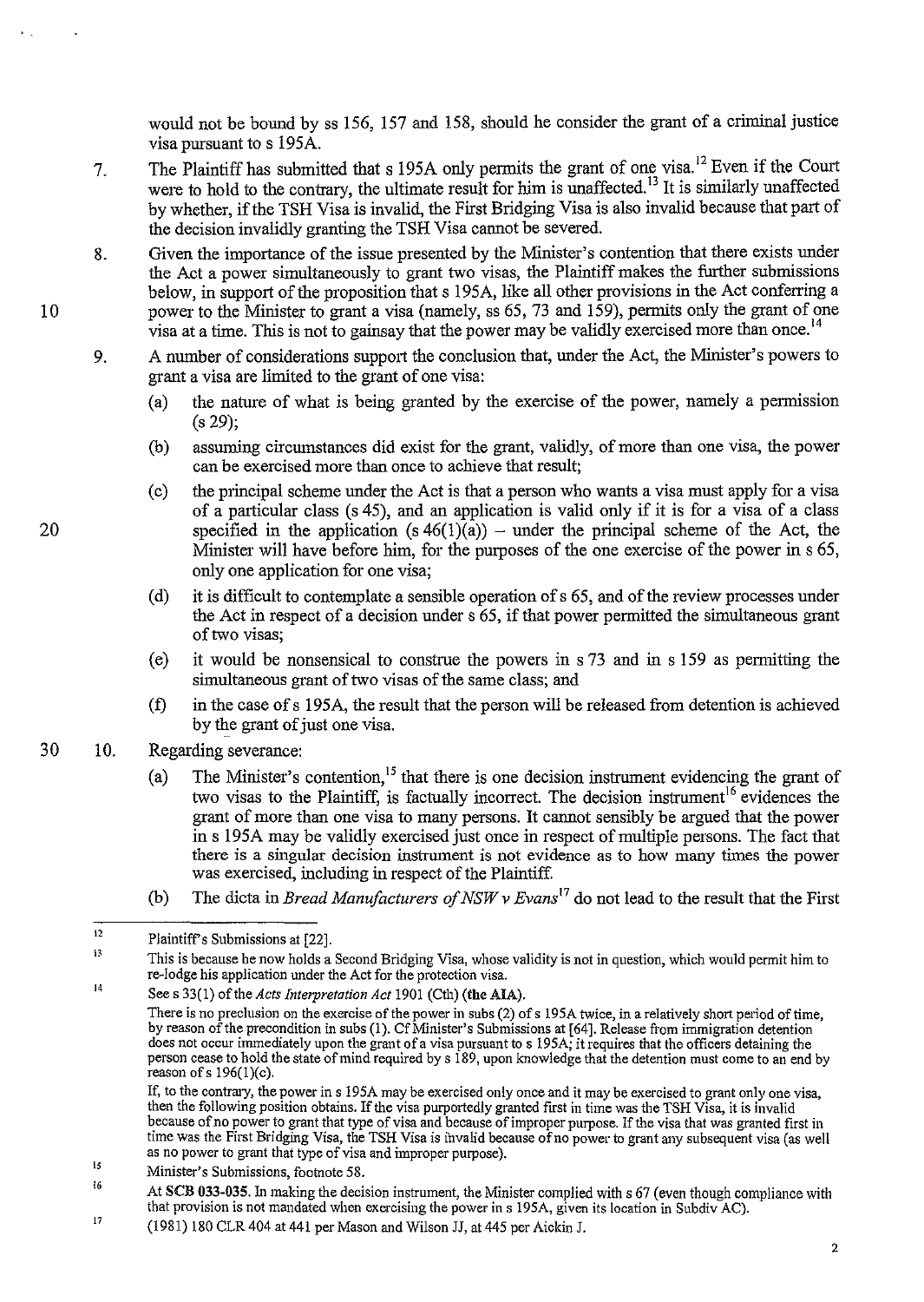would not be bound by ss 156, 157 and 158, should he consider the grant of a criminal justice visa pursuant to s 195A.

7. The Plaintiff has submitted that s 195A only permits the grant of one visa.[12] Even if the Court were to hold to the contrary, the ultimate result for him is unaffected.[13] It is similarly unaffected by whether, if the TSH Visa is invalid, the First Bridging Visa is also invalid because that part of the decision invalidly granting the TSH Visa cannot be severed.

8. Given the importance of the issue presented by the Minister's contention that there exists under the Act a power simultaneously to grant two visas, the Plaintiff makes the further submissions below, in support of the proposition that s 195A, like all other provisions in the Act conferring a power to the Minister to grant a visa (namely, ss 65, 73 and 159), permits only the grant of one visa at a time. This is not to gainsay that the power may be validly exercised more than once.[14]

9. A number of considerations support the conclusion that, under the Act, the Minister's powers to grant a visa are limited to the grant of one visa:

   (a) the nature of what is being granted by the exercise of the power, namely a permission (s 29);

   (b) assuming circumstances did exist for the grant, validly, of more than one visa, the power can be exercised more than once to achieve that result;

   (c) the principal scheme under the Act is that a person who wants a visa must apply for a visa of a particular class (s 45), and an application is valid only if it is for a visa of a class specified in the application (s 46(1)(a)) – under the principal scheme of the Act, the Minister will have before him, for the purposes of the one exercise of the power in s 65, only one application for one visa;

   (d) it is difficult to contemplate a sensible operation of s 65, and of the review processes under the Act in respect of a decision under s 65, if that power permitted the simultaneous grant of two visas;

   (e) it would be nonsensical to construe the powers in s 73 and in s 159 as permitting the simultaneous grant of two visas of the same class; and

   (f) in the case of s 195A, the result that the person will be released from detention is achieved by the grant of just one visa.

10. Regarding severance:

    (a) The Minister's contention,[15] that there is one decision instrument evidencing the grant of two visas to the Plaintiff, is factually incorrect. The decision instrument[16] evidences the grant of more than one visa to many persons. It cannot sensibly be argued that the power in s 195A may be validly exercised just once in respect of multiple persons. The fact that there is a singular decision instrument is not evidence as to how many times the power was exercised, including in respect of the Plaintiff.

    (b) The dicta in *Bread Manufacturers of NSW v Evans*[17] do not lead to the result that the First

---

[12] Plaintiff's Submissions at [22].

[13] This is because he now holds a Second Bridging Visa, whose validity is not in question, which would permit him to re-lodge his application under the Act for the protection visa.

[14] See s 33(1) of the *Acts Interpretation Act* 1901 (Cth) (**the AIA**).

There is no preclusion on the exercise of the power in subs (2) of s 195A twice, in a relatively short period of time, by reason of the precondition in subs (1). Cf Minister's Submissions at [64]. Release from immigration detention does not occur immediately upon the grant of a visa pursuant to s 195A; it requires that the officers detaining the person cease to hold the state of mind required by s 189, upon knowledge that the detention must come to an end by reason of s 196(1)(c).

If, to the contrary, the power in s 195A may be exercised only once and it may be exercised to grant only one visa, then the following position obtains. If the visa purportedly granted first in time was the TSH Visa, it is invalid because of no power to grant that type of visa and because of improper purpose. If the visa that was granted first in time was the First Bridging Visa, the TSH Visa is invalid because of no power to grant any subsequent visa (as well as no power to grant that type of visa and improper purpose).

[15] Minister's Submissions, footnote 58.

[16] At **SCB 033-035**. In making the decision instrument, the Minister complied with s 67 (even though compliance with that provision is not mandated when exercising the power in s 195A, given its location in Subdiv AC).

[17] (1981) 180 CLR 404 at 441 per Mason and Wilson JJ, at 445 per Aickin J.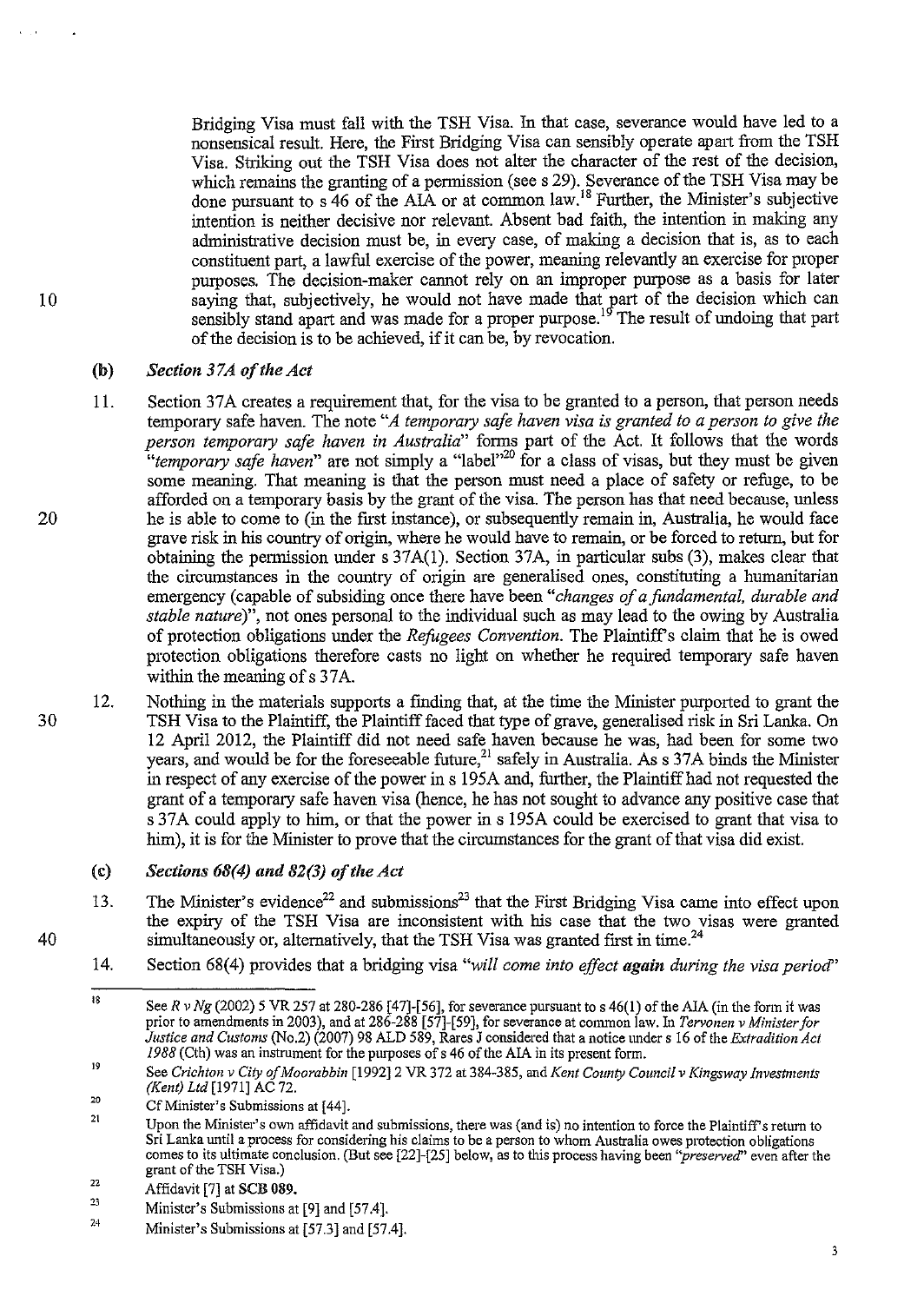Bridging Visa must fall with the TSH Visa. In that case, severance would have led to a nonsensical result. Here, the First Bridging Visa can sensibly operate apart from the TSH Visa. Striking out the TSH Visa does not alter the character of the rest of the decision, which remains the granting of a permission (see s 29). Severance of the TSH Visa may be done pursuant to s 46 of the AIA or at common law.[18] Further, the Minister's subjective intention is neither decisive nor relevant. Absent bad faith, the intention in making any administrative decision must be, in every case, of making a decision that is, as to each constituent part, a lawful exercise of the power, meaning relevantly an exercise for proper purposes. The decision-maker cannot rely on an improper purpose as a basis for later saying that, subjectively, he would not have made that part of the decision which can sensibly stand apart and was made for a proper purpose.[19] The result of undoing that part of the decision is to be achieved, if it can be, by revocation.

### (b) *Section 37A of the Act*

11. Section 37A creates a requirement that, for the visa to be granted to a person, that person needs temporary safe haven. The note "*A temporary safe haven visa is granted to a person to give the person temporary safe haven in Australia*" forms part of the Act. It follows that the words "*temporary safe haven*" are not simply a "label"[20] for a class of visas, but they must be given some meaning. That meaning is that the person must need a place of safety or refuge, to be afforded on a temporary basis by the grant of the visa. The person has that need because, unless he is able to come to (in the first instance), or subsequently remain in, Australia, he would face grave risk in his country of origin, where he would have to remain, or be forced to return, but for obtaining the permission under s 37A(1). Section 37A, in particular subs (3), makes clear that the circumstances in the country of origin are generalised ones, constituting a humanitarian emergency (capable of subsiding once there have been "*changes of a fundamental, durable and stable nature*)", not ones personal to the individual such as may lead to the owing by Australia of protection obligations under the *Refugees Convention*. The Plaintiff's claim that he is owed protection obligations therefore casts no light on whether he required temporary safe haven within the meaning of s 37A.

12. Nothing in the materials supports a finding that, at the time the Minister purported to grant the TSH Visa to the Plaintiff, the Plaintiff faced that type of grave, generalised risk in Sri Lanka. On 12 April 2012, the Plaintiff did not need safe haven because he was, had been for some two years, and would be for the foreseeable future,[21] safely in Australia. As s 37A binds the Minister in respect of any exercise of the power in s 195A and, further, the Plaintiff had not requested the grant of a temporary safe haven visa (hence, he has not sought to advance any positive case that s 37A could apply to him, or that the power in s 195A could be exercised to grant that visa to him), it is for the Minister to prove that the circumstances for the grant of that visa did exist.

### (c) *Sections 68(4) and 82(3) of the Act*

13. The Minister's evidence[22] and submissions[23] that the First Bridging Visa came into effect upon the expiry of the TSH Visa are inconsistent with his case that the two visas were granted simultaneously or, alternatively, that the TSH Visa was granted first in time.[24]

14. Section 68(4) provides that a bridging visa "*will come into effect again during the visa period*"

---

[18] See *R v Ng* (2002) 5 VR 257 at 280-286 [47]-[56], for severance pursuant to s 46(1) of the AIA (in the form it was prior to amendments in 2003), and at 286-288 [57]-[59], for severance at common law. In *Tervonen v Minister for Justice and Customs (No.2)* (2007) 98 ALD 589, Rares J considered that a notice under s 16 of the *Extradition Act 1988* (Cth) was an instrument for the purposes of s 46 of the AIA in its present form.

[19] See *Crichton v City of Moorabbin* [1992] 2 VR 372 at 384-385, and *Kent County Council v Kingsway Investments (Kent) Ltd* [1971] AC 72.

[20] Cf Minister's Submissions at [44].

[21] Upon the Minister's own affidavit and submissions, there was (and is) no intention to force the Plaintiff's return to Sri Lanka until a process for considering his claims to be a person to whom Australia owes protection obligations comes to its ultimate conclusion. (But see [22]-[25] below, as to this process having been "*preserved*" even after the grant of the TSH Visa.)

[22] Affidavit [7] at **SCB 089.**

[23] Minister's Submissions at [9] and [57.4].

[24] Minister's Submissions at [57.3] and [57.4].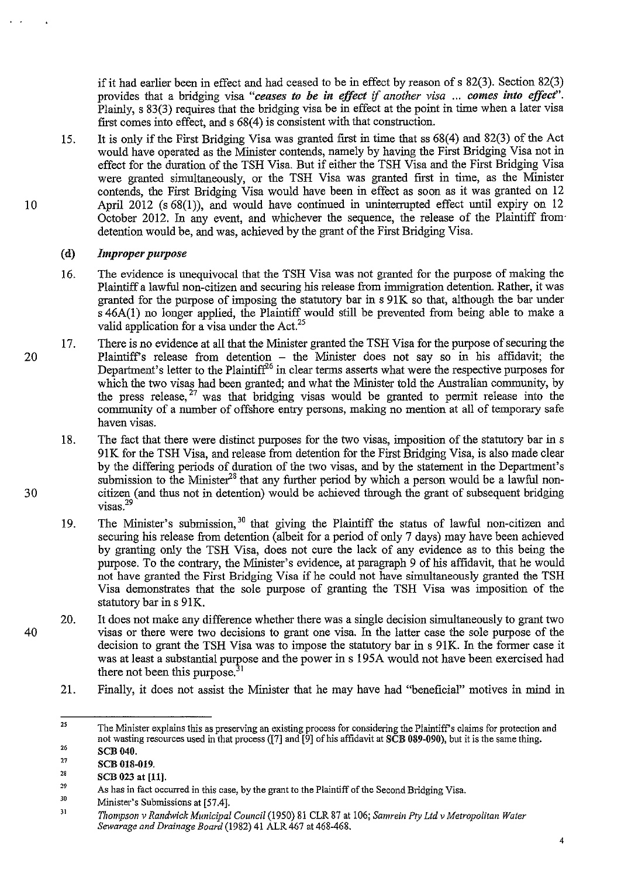if it had earlier been in effect and had ceased to be in effect by reason of s 82(3). Section 82(3) provides that a bridging visa "***ceases to be in effect if another visa ... comes into effect***". Plainly, s 83(3) requires that the bridging visa be in effect at the point in time when a later visa first comes into effect, and s 68(4) is consistent with that construction.

15. It is only if the First Bridging Visa was granted first in time that ss 68(4) and 82(3) of the Act would have operated as the Minister contends, namely by having the First Bridging Visa not in effect for the duration of the TSH Visa. But if either the TSH Visa and the First Bridging Visa were granted simultaneously, or the TSH Visa was granted first in time, as the Minister contends, the First Bridging Visa would have been in effect as soon as it was granted on 12 April 2012 (s 68(1)), and would have continued in uninterrupted effect until expiry on 12 October 2012. In any event, and whichever the sequence, the release of the Plaintiff from detention would be, and was, achieved by the grant of the First Bridging Visa.

### (d) *Improper purpose*

16. The evidence is unequivocal that the TSH Visa was not granted for the purpose of making the Plaintiff a lawful non-citizen and securing his release from immigration detention. Rather, it was granted for the purpose of imposing the statutory bar in s 91K so that, although the bar under s 46A(1) no longer applied, the Plaintiff would still be prevented from being able to make a valid application for a visa under the Act.[25]

17. There is no evidence at all that the Minister granted the TSH Visa for the purpose of securing the Plaintiff's release from detention – the Minister does not say so in his affidavit; the Department's letter to the Plaintiff[26] in clear terms asserts what were the respective purposes for which the two visas had been granted; and what the Minister told the Australian community, by the press release,[27] was that bridging visas would be granted to permit release into the community of a number of offshore entry persons, making no mention at all of temporary safe haven visas.

18. The fact that there were distinct purposes for the two visas, imposition of the statutory bar in s 91K for the TSH Visa, and release from detention for the First Bridging Visa, is also made clear by the differing periods of duration of the two visas, and by the statement in the Department's submission to the Minister[28] that any further period by which a person would be a lawful non-citizen (and thus not in detention) would be achieved through the grant of subsequent bridging visas.[29]

19. The Minister's submission,[30] that giving the Plaintiff the status of lawful non-citizen and securing his release from detention (albeit for a period of only 7 days) may have been achieved by granting only the TSH Visa, does not cure the lack of any evidence as to this being the purpose. To the contrary, the Minister's evidence, at paragraph 9 of his affidavit, that he would not have granted the First Bridging Visa if he could not have simultaneously granted the TSH Visa demonstrates that the sole purpose of granting the TSH Visa was imposition of the statutory bar in s 91K.

20. It does not make any difference whether there was a single decision simultaneously to grant two visas or there were two decisions to grant one visa. In the latter case the sole purpose of the decision to grant the TSH Visa was to impose the statutory bar in s 91K. In the former case it was at least a substantial purpose and the power in s 195A would not have been exercised had there not been this purpose.[31]

21. Finally, it does not assist the Minister that he may have had "beneficial" motives in mind in

---

[25] The Minister explains this as preserving an existing process for considering the Plaintiff's claims for protection and not wasting resources used in that process ([7] and [9] of his affidavit at **SCB 089-090**), but it is the same thing.

[26] **SCB 040.**

[27] **SCB 018-019.**

[28] **SCB 023 at [11].**

[29] As has in fact occurred in this case, by the grant to the Plaintiff of the Second Bridging Visa.

[30] Minister's Submissions at [57.4].

[31] *Thompson v Randwick Municipal Council* (1950) 81 CLR 87 at 106; *Samrein Pty Ltd v Metropolitan Water Sewarage and Drainage Board* (1982) 41 ALR 467 at 468-468.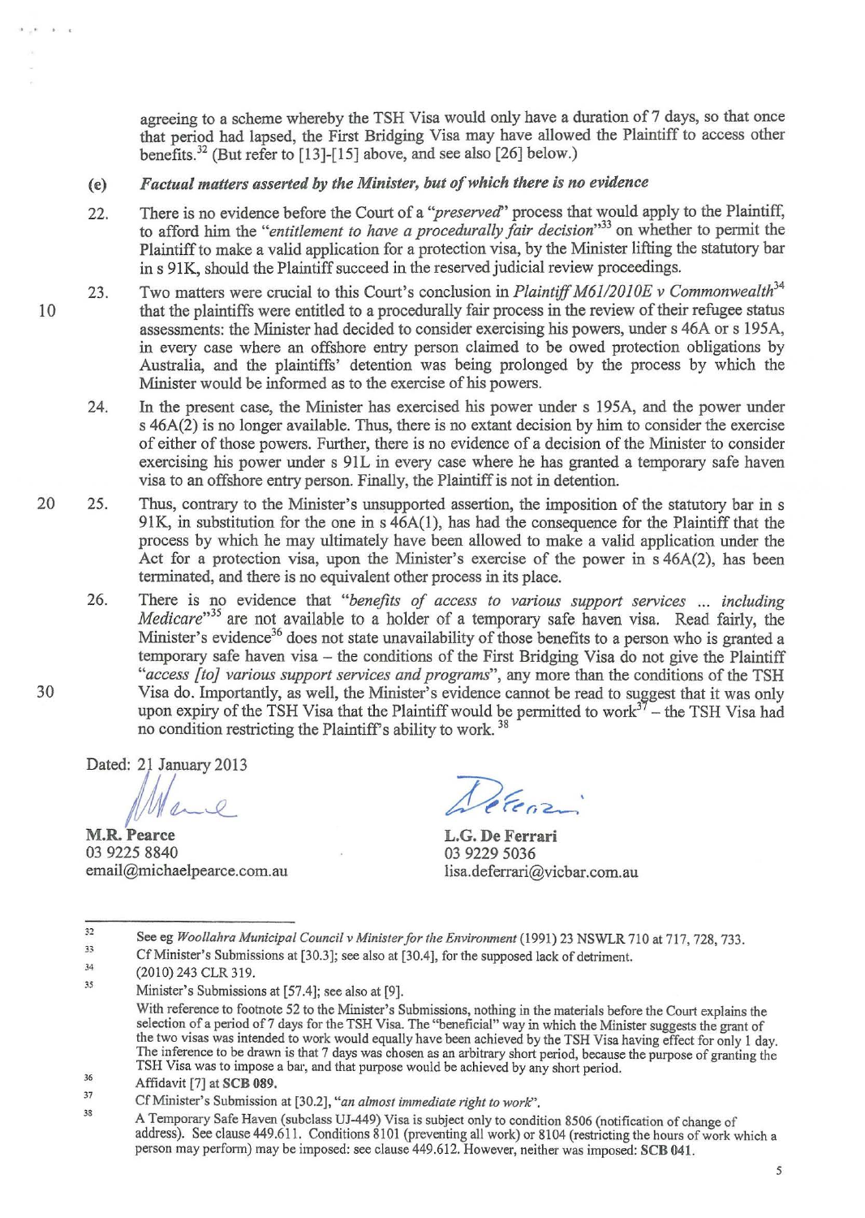agreeing to a scheme whereby the TSH Visa would only have a duration of 7 days, so that once that period had lapsed, the First Bridging Visa may have allowed the Plaintiff to access other benefits.[32] (But refer to [13]-[15] above, and see also [26] below.)

**(e) *Factual matters asserted by the Minister, but of which there is no evidence***

22. There is no evidence before the Court of a *"preserved"* process that would apply to the Plaintiff, to afford him the *"entitlement to have a procedurally fair decision"*[33] on whether to permit the Plaintiff to make a valid application for a protection visa, by the Minister lifting the statutory bar in s 91K, should the Plaintiff succeed in the reserved judicial review proceedings.

23. Two matters were crucial to this Court's conclusion in *Plaintiff M61/2010E v Commonwealth*[34] that the plaintiffs were entitled to a procedurally fair process in the review of their refugee status assessments: the Minister had decided to consider exercising his powers, under s 46A or s 195A, in every case where an offshore entry person claimed to be owed protection obligations by Australia, and the plaintiffs' detention was being prolonged by the process by which the Minister would be informed as to the exercise of his powers.

24. In the present case, the Minister has exercised his power under s 195A, and the power under s 46A(2) is no longer available. Thus, there is no extant decision by him to consider the exercise of either of those powers. Further, there is no evidence of a decision of the Minister to consider exercising his power under s 91L in every case where he has granted a temporary safe haven visa to an offshore entry person. Finally, the Plaintiff is not in detention.

25. Thus, contrary to the Minister's unsupported assertion, the imposition of the statutory bar in s 91K, in substitution for the one in s 46A(1), has had the consequence for the Plaintiff that the process by which he may ultimately have been allowed to make a valid application under the Act for a protection visa, upon the Minister's exercise of the power in s 46A(2), has been terminated, and there is no equivalent other process in its place.

26. There is no evidence that *"benefits of access to various support services ... including Medicare"*[35] are not available to a holder of a temporary safe haven visa. Read fairly, the Minister's evidence[36] does not state unavailability of those benefits to a person who is granted a temporary safe haven visa – the conditions of the First Bridging Visa do not give the Plaintiff *"access [to] various support services and programs"*, any more than the conditions of the TSH Visa do. Importantly, as well, the Minister's evidence cannot be read to suggest that it was only upon expiry of the TSH Visa that the Plaintiff would be permitted to work[37] – the TSH Visa had no condition restricting the Plaintiff's ability to work.[38]

Dated: 21 January 2013

**M.R. Pearce**
03 9225 8840
email@michaelpearce.com.au

**L.G. De Ferrari**
03 9229 5036
lisa.deferrari@vicbar.com.au

---

[32] See eg *Woollahra Municipal Council v Minister for the Environment* (1991) 23 NSWLR 710 at 717, 728, 733.

[33] Cf Minister's Submissions at [30.3]; see also at [30.4], for the supposed lack of detriment.

[34] (2010) 243 CLR 319.

[35] Minister's Submissions at [57.4]; see also at [9].
With reference to footnote 52 to the Minister's Submissions, nothing in the materials before the Court explains the selection of a period of 7 days for the TSH Visa. The "beneficial" way in which the Minister suggests the grant of the two visas was intended to work would equally have been achieved by the TSH Visa having effect for only 1 day. The inference to be drawn is that 7 days was chosen as an arbitrary short period, because the purpose of granting the TSH Visa was to impose a bar, and that purpose would be achieved by any short period.

[36] Affidavit [7] at **SCB 089**.

[37] Cf Minister's Submission at [30.2], *"an almost immediate right to work"*.

[38] A Temporary Safe Haven (subclass UJ-449) Visa is subject only to condition 8506 (notification of change of address). See clause 449.611. Conditions 8101 (preventing all work) or 8104 (restricting the hours of work which a person may perform) may be imposed: see clause 449.612. However, neither was imposed: **SCB 041**.